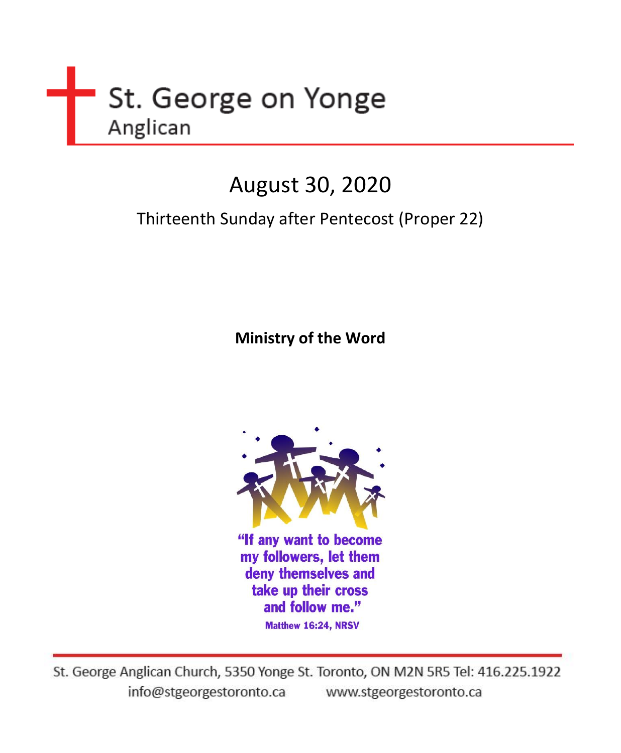# St. George on Yonge

Anglican

## August 30, 2020

Thirteenth Sunday after Pentecost (Proper 22)

**Ministry of the Word**

"If any want to become my followers, let them deny themselves and take up their cross and follow me."

Matthew 16:24, NRSV

St. George Anglican Church, 5350 Yonge St. Toronto, ON M2N 5R5 Tel: 416.225.1922

info@stgeorgestoronto.ca www.stgeorgestoronto.ca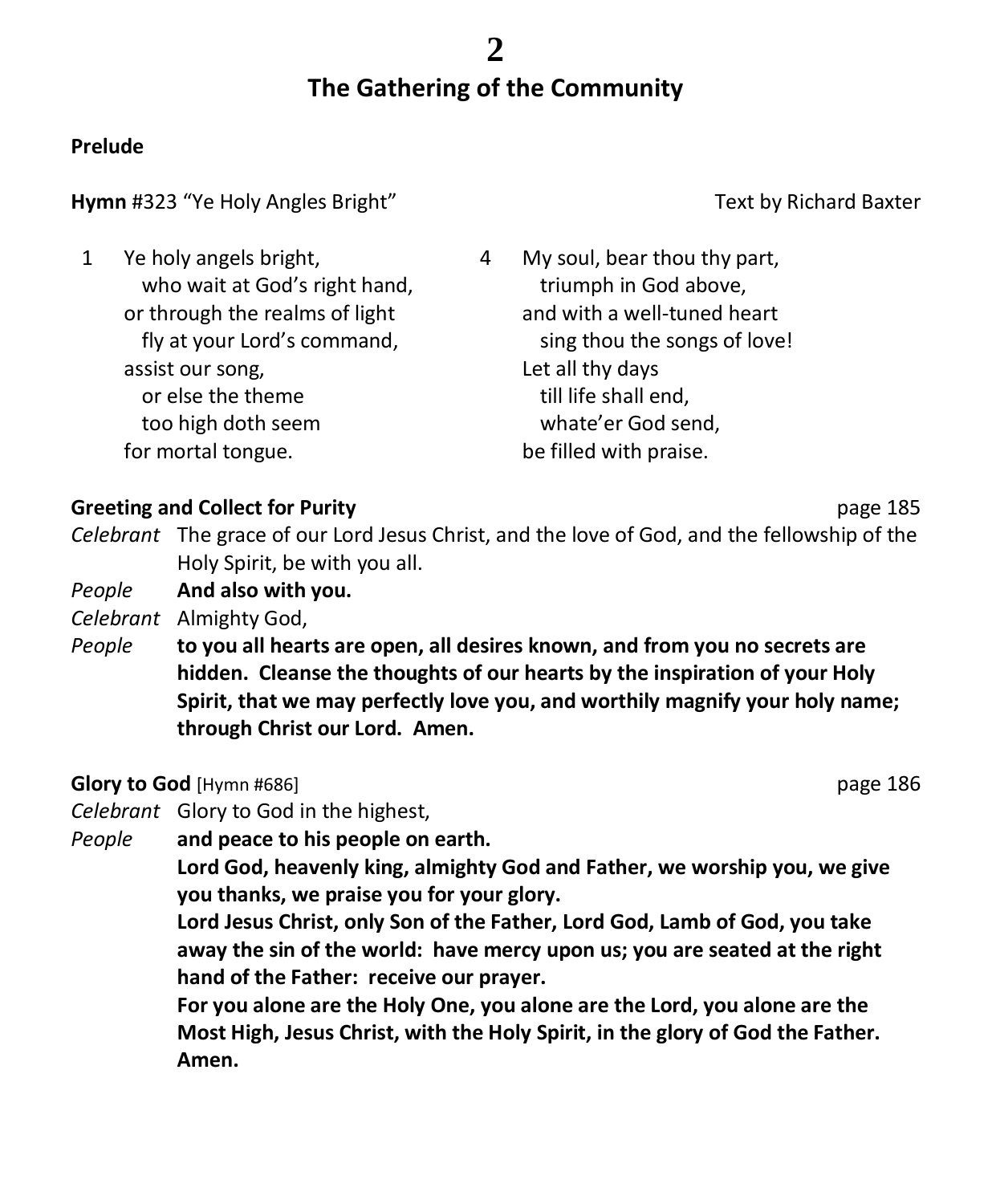## The Gathering of the Community

**Prelude**

**Hymn** #323 "Ye Holy Angles Bright" Text by Richard Baxter

1 Ye holy angels bright,
  who wait at God's right hand,
or through the realms of light
  fly at your Lord's command,
assist our song,
  or else the theme
  too high doth seem
for mortal tongue.

4 My soul, bear thou thy part,
  triumph in God above,
and with a well-tuned heart
  sing thou the songs of love!
Let all thy days
  till life shall end,
  whate'er God send,
be filled with praise.

**Greeting and Collect for Purity** page 185

*Celebrant* The grace of our Lord Jesus Christ, and the love of God, and the fellowship of the Holy Spirit, be with you all.

*People* **And also with you.**

*Celebrant* Almighty God,

*People* **to you all hearts are open, all desires known, and from you no secrets are hidden. Cleanse the thoughts of our hearts by the inspiration of your Holy Spirit, that we may perfectly love you, and worthily magnify your holy name; through Christ our Lord. Amen.**

**Glory to God** [Hymn #686] page 186

*Celebrant* Glory to God in the highest,

*People* **and peace to his people on earth.**
**Lord God, heavenly king, almighty God and Father, we worship you, we give you thanks, we praise you for your glory.**
**Lord Jesus Christ, only Son of the Father, Lord God, Lamb of God, you take away the sin of the world: have mercy upon us; you are seated at the right hand of the Father: receive our prayer.**
**For you alone are the Holy One, you alone are the Lord, you alone are the Most High, Jesus Christ, with the Holy Spirit, in the glory of God the Father. Amen.**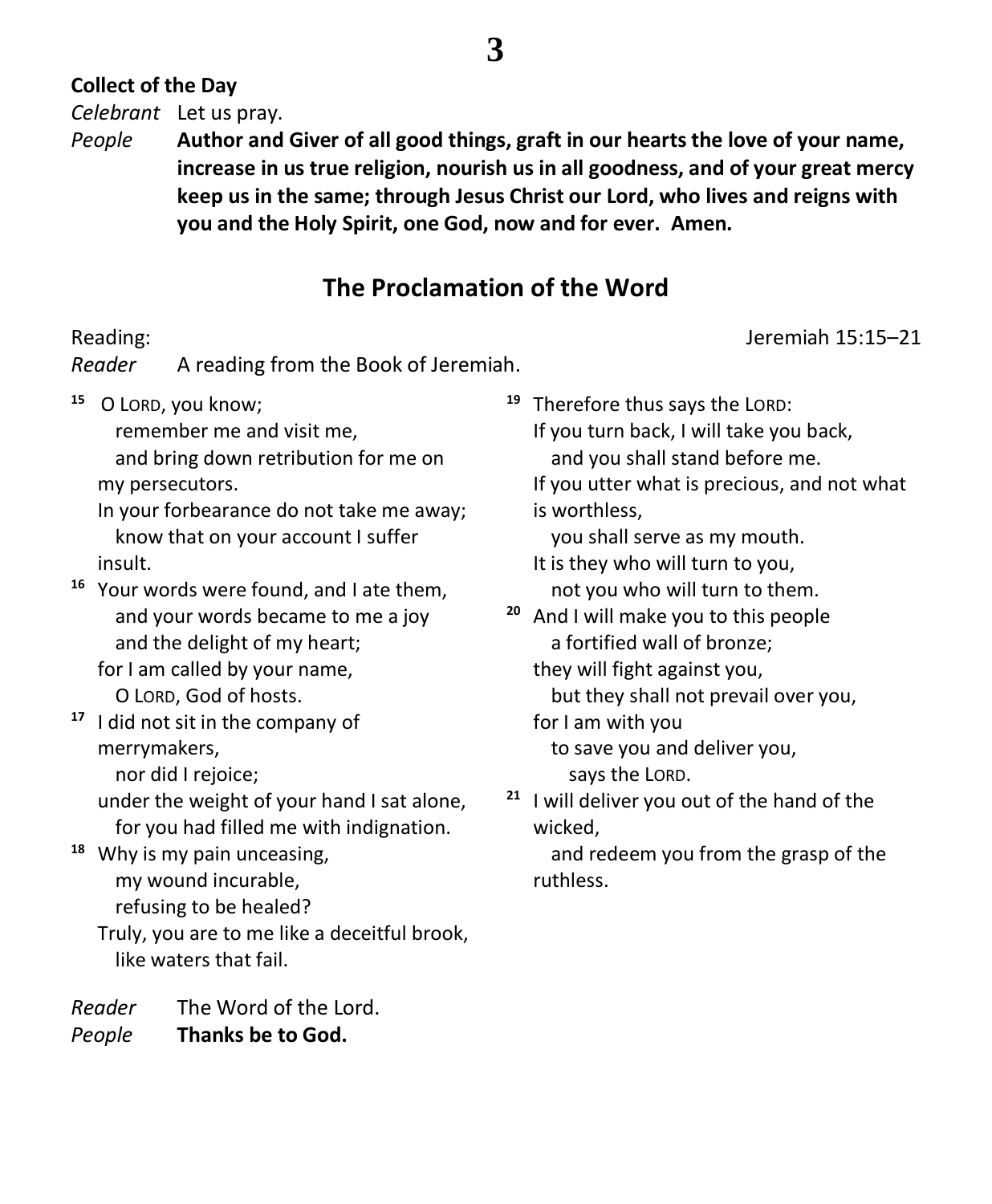**Collect of the Day**

*Celebrant* Let us pray.

*People* **Author and Giver of all good things, graft in our hearts the love of your name, increase in us true religion, nourish us in all goodness, and of your great mercy keep us in the same; through Jesus Christ our Lord, who lives and reigns with you and the Holy Spirit, one God, now and for ever. Amen.**

## The Proclamation of the Word

Reading: Jeremiah 15:15–21

*Reader* A reading from the Book of Jeremiah.

[15] O LORD, you know;
remember me and visit me,
and bring down retribution for me on my persecutors.
In your forbearance do not take me away;
know that on your account I suffer insult.

[16] Your words were found, and I ate them,
and your words became to me a joy
and the delight of my heart;
for I am called by your name,
O LORD, God of hosts.

[17] I did not sit in the company of merrymakers,
nor did I rejoice;
under the weight of your hand I sat alone,
for you had filled me with indignation.

[18] Why is my pain unceasing,
my wound incurable,
refusing to be healed?
Truly, you are to me like a deceitful brook,
like waters that fail.

[19] Therefore thus says the LORD:
If you turn back, I will take you back,
and you shall stand before me.
If you utter what is precious, and not what is worthless,
you shall serve as my mouth.
It is they who will turn to you,
not you who will turn to them.

[20] And I will make you to this people
a fortified wall of bronze;
they will fight against you,
but they shall not prevail over you,
for I am with you
to save you and deliver you,
says the LORD.

[21] I will deliver you out of the hand of the wicked,
and redeem you from the grasp of the ruthless.

*Reader* The Word of the Lord.

*People* **Thanks be to God.**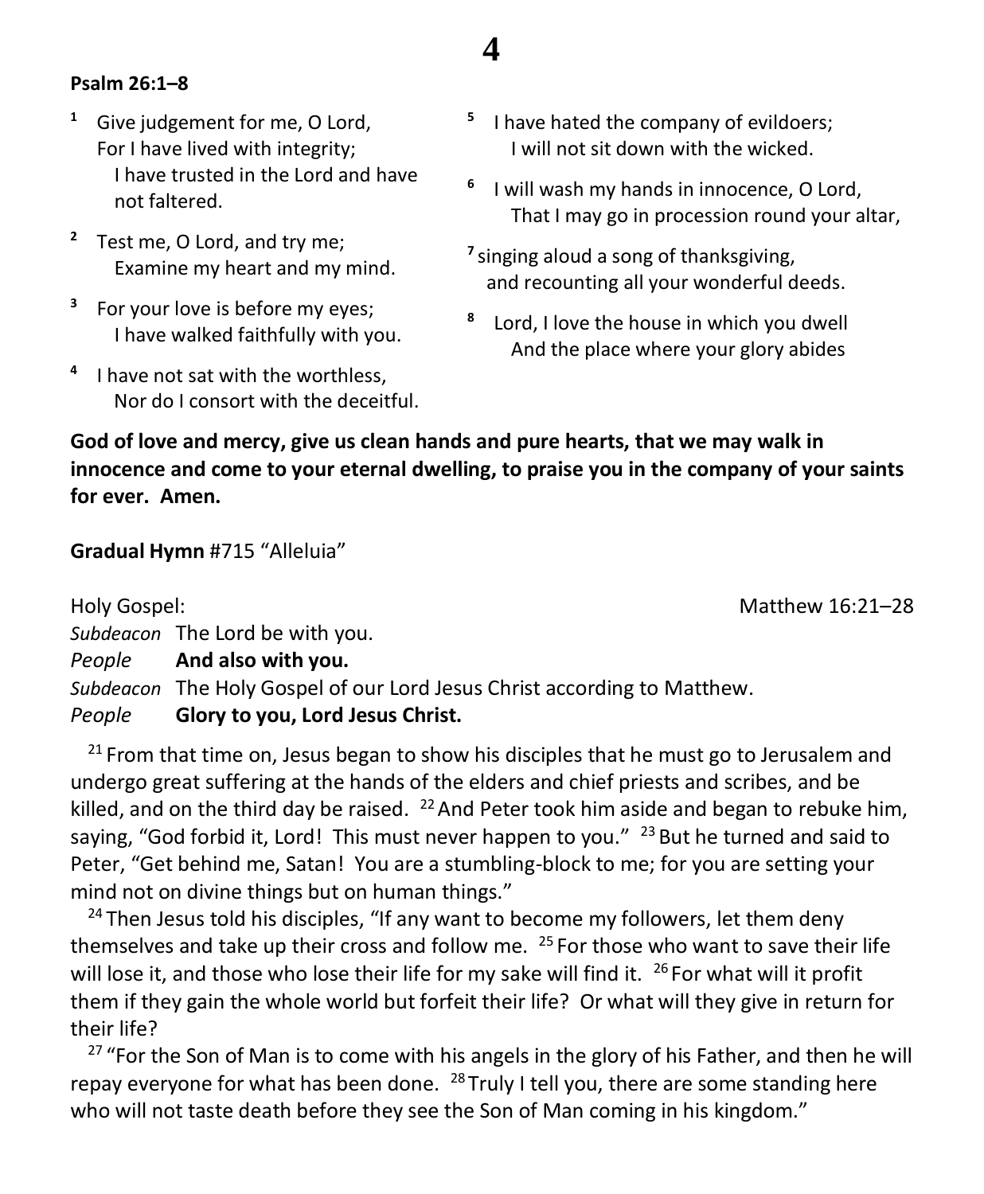**Psalm 26:1–8**

[1] Give judgement for me, O Lord,
For I have lived with integrity;
I have trusted in the Lord and have not faltered.

[2] Test me, O Lord, and try me;
Examine my heart and my mind.

[3] For your love is before my eyes;
I have walked faithfully with you.

[4] I have not sat with the worthless,
Nor do I consort with the deceitful.

[5] I have hated the company of evildoers;
I will not sit down with the wicked.

[6] I will wash my hands in innocence, O Lord,
That I may go in procession round your altar,

[7] singing aloud a song of thanksgiving,
and recounting all your wonderful deeds.

[8] Lord, I love the house in which you dwell
And the place where your glory abides

**God of love and mercy, give us clean hands and pure hearts, that we may walk in innocence and come to your eternal dwelling, to praise you in the company of your saints for ever. Amen.**

**Gradual Hymn** #715 "Alleluia"

Holy Gospel: Matthew 16:21–28

*Subdeacon* The Lord be with you.
*People* **And also with you.**
*Subdeacon* The Holy Gospel of our Lord Jesus Christ according to Matthew.
*People* **Glory to you, Lord Jesus Christ.**

[21] From that time on, Jesus began to show his disciples that he must go to Jerusalem and undergo great suffering at the hands of the elders and chief priests and scribes, and be killed, and on the third day be raised. [22] And Peter took him aside and began to rebuke him, saying, "God forbid it, Lord! This must never happen to you." [23] But he turned and said to Peter, "Get behind me, Satan! You are a stumbling-block to me; for you are setting your mind not on divine things but on human things."

[24] Then Jesus told his disciples, "If any want to become my followers, let them deny themselves and take up their cross and follow me. [25] For those who want to save their life will lose it, and those who lose their life for my sake will find it. [26] For what will it profit them if they gain the whole world but forfeit their life? Or what will they give in return for their life?

[27] "For the Son of Man is to come with his angels in the glory of his Father, and then he will repay everyone for what has been done. [28] Truly I tell you, there are some standing here who will not taste death before they see the Son of Man coming in his kingdom."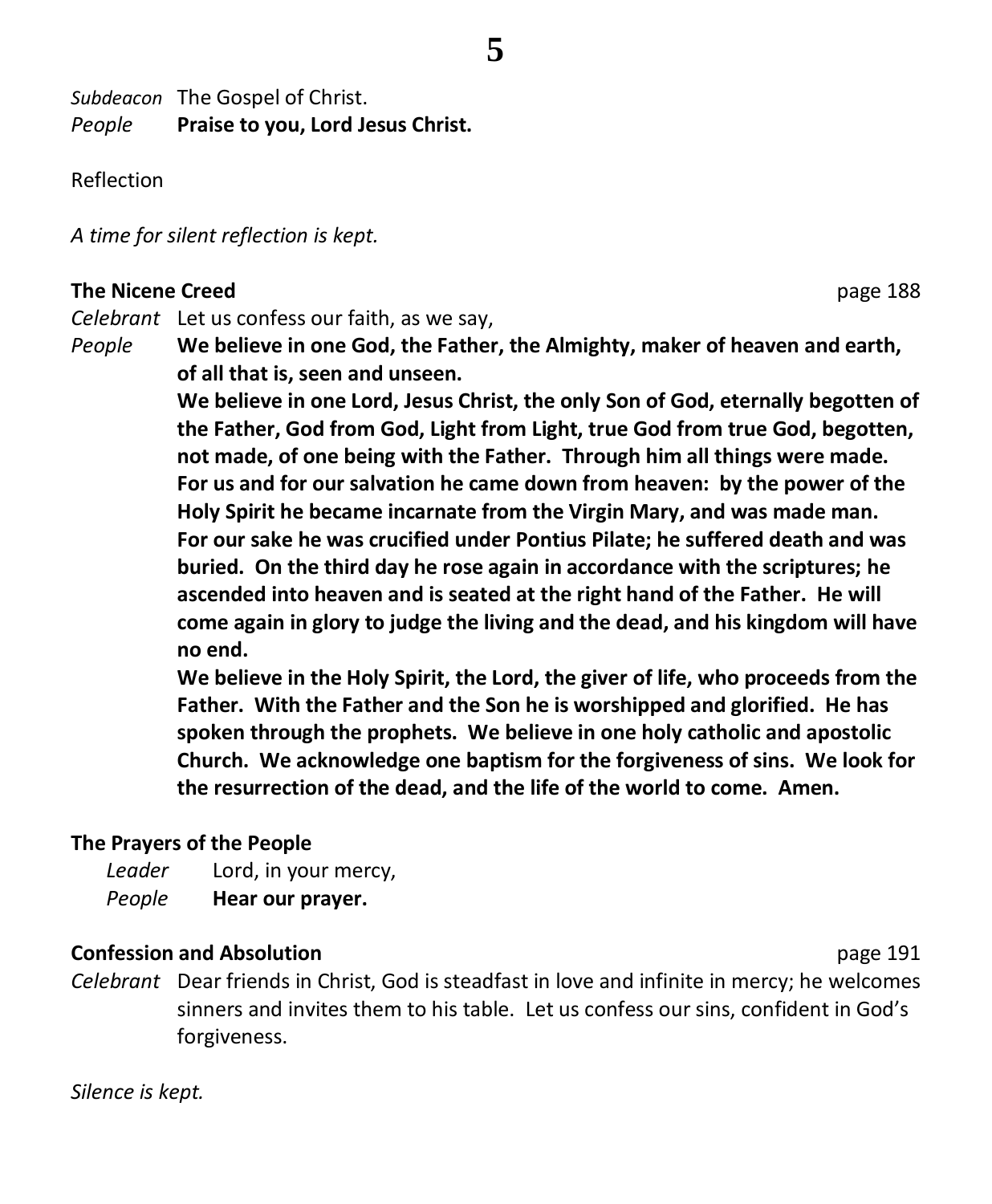*Subdeacon* The Gospel of Christ.
*People* **Praise to you, Lord Jesus Christ.**

Reflection

*A time for silent reflection is kept.*

**The Nicene Creed** page 188

*Celebrant* Let us confess our faith, as we say,

*People* **We believe in one God, the Father, the Almighty, maker of heaven and earth, of all that is, seen and unseen.**
**We believe in one Lord, Jesus Christ, the only Son of God, eternally begotten of the Father, God from God, Light from Light, true God from true God, begotten, not made, of one being with the Father. Through him all things were made. For us and for our salvation he came down from heaven: by the power of the Holy Spirit he became incarnate from the Virgin Mary, and was made man. For our sake he was crucified under Pontius Pilate; he suffered death and was buried. On the third day he rose again in accordance with the scriptures; he ascended into heaven and is seated at the right hand of the Father. He will come again in glory to judge the living and the dead, and his kingdom will have no end.**
**We believe in the Holy Spirit, the Lord, the giver of life, who proceeds from the Father. With the Father and the Son he is worshipped and glorified. He has spoken through the prophets. We believe in one holy catholic and apostolic Church. We acknowledge one baptism for the forgiveness of sins. We look for the resurrection of the dead, and the life of the world to come. Amen.**

**The Prayers of the People**

*Leader* Lord, in your mercy,
*People* **Hear our prayer.**

**Confession and Absolution** page 191

*Celebrant* Dear friends in Christ, God is steadfast in love and infinite in mercy; he welcomes sinners and invites them to his table. Let us confess our sins, confident in God's forgiveness.

*Silence is kept.*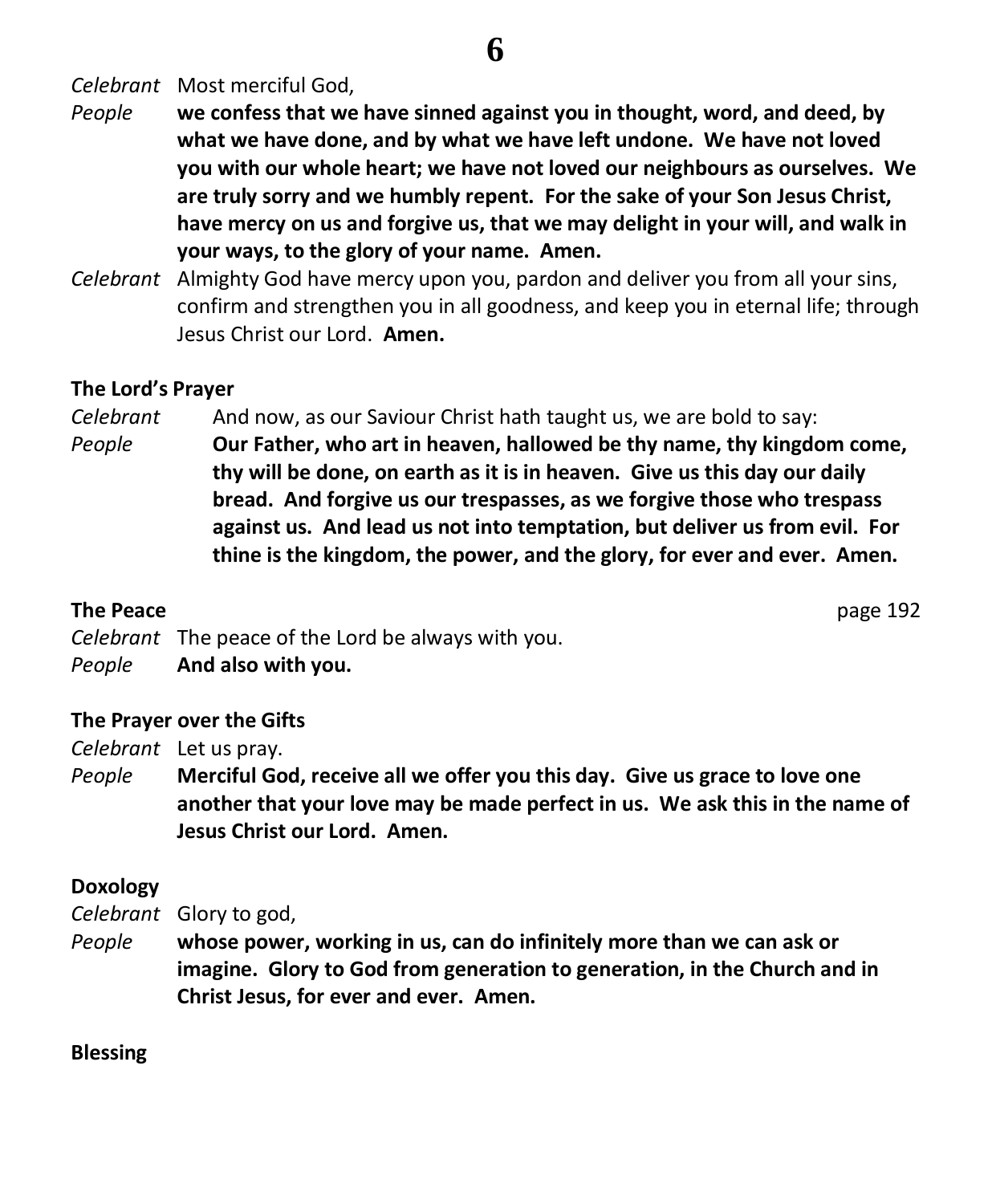*Celebrant* Most merciful God,

*People* **we confess that we have sinned against you in thought, word, and deed, by what we have done, and by what we have left undone. We have not loved you with our whole heart; we have not loved our neighbours as ourselves. We are truly sorry and we humbly repent. For the sake of your Son Jesus Christ, have mercy on us and forgive us, that we may delight in your will, and walk in your ways, to the glory of your name. Amen.**

*Celebrant* Almighty God have mercy upon you, pardon and deliver you from all your sins, confirm and strengthen you in all goodness, and keep you in eternal life; through Jesus Christ our Lord. **Amen.**

**The Lord's Prayer**

*Celebrant* And now, as our Saviour Christ hath taught us, we are bold to say:

*People* **Our Father, who art in heaven, hallowed be thy name, thy kingdom come, thy will be done, on earth as it is in heaven. Give us this day our daily bread. And forgive us our trespasses, as we forgive those who trespass against us. And lead us not into temptation, but deliver us from evil. For thine is the kingdom, the power, and the glory, for ever and ever. Amen.**

**The Peace** page 192

*Celebrant* The peace of the Lord be always with you.

*People* **And also with you.**

**The Prayer over the Gifts**

*Celebrant* Let us pray.

*People* **Merciful God, receive all we offer you this day. Give us grace to love one another that your love may be made perfect in us. We ask this in the name of Jesus Christ our Lord. Amen.**

**Doxology**

*Celebrant* Glory to god,

*People* **whose power, working in us, can do infinitely more than we can ask or imagine. Glory to God from generation to generation, in the Church and in Christ Jesus, for ever and ever. Amen.**

**Blessing**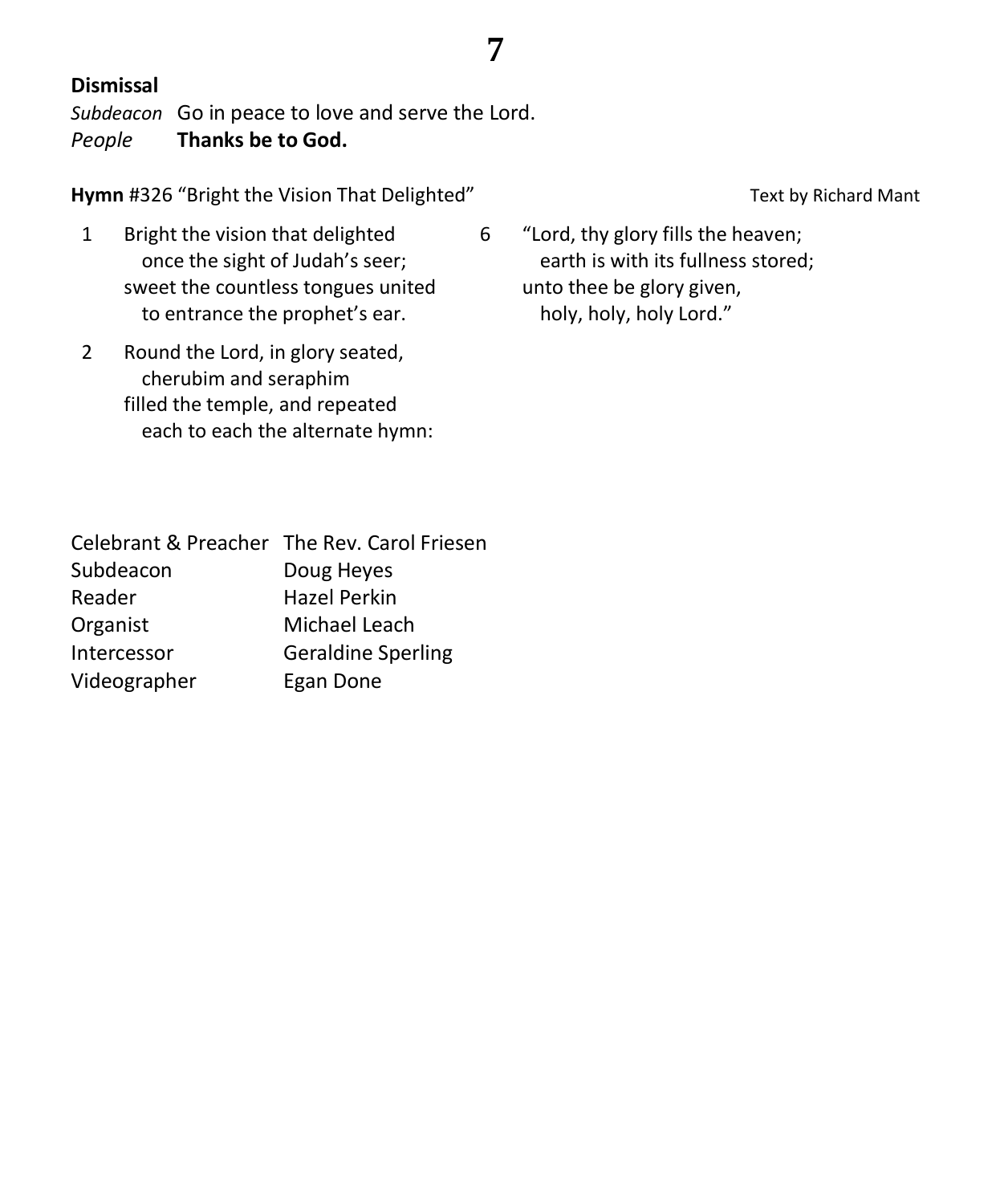**Dismissal**

*Subdeacon* Go in peace to love and serve the Lord.
*People* **Thanks be to God.**

**Hymn** #326 “Bright the Vision That Delighted” Text by Richard Mant

1 Bright the vision that delighted
once the sight of Judah’s seer;
sweet the countless tongues united
to entrance the prophet’s ear.

2 Round the Lord, in glory seated,
cherubim and seraphim
filled the temple, and repeated
each to each the alternate hymn:

6 “Lord, thy glory fills the heaven;
earth is with its fullness stored;
unto thee be glory given,
holy, holy, holy Lord.”

| | |
|---|---|
| Celebrant & Preacher | The Rev. Carol Friesen |
| Subdeacon | Doug Heyes |
| Reader | Hazel Perkin |
| Organist | Michael Leach |
| Intercessor | Geraldine Sperling |
| Videographer | Egan Done |